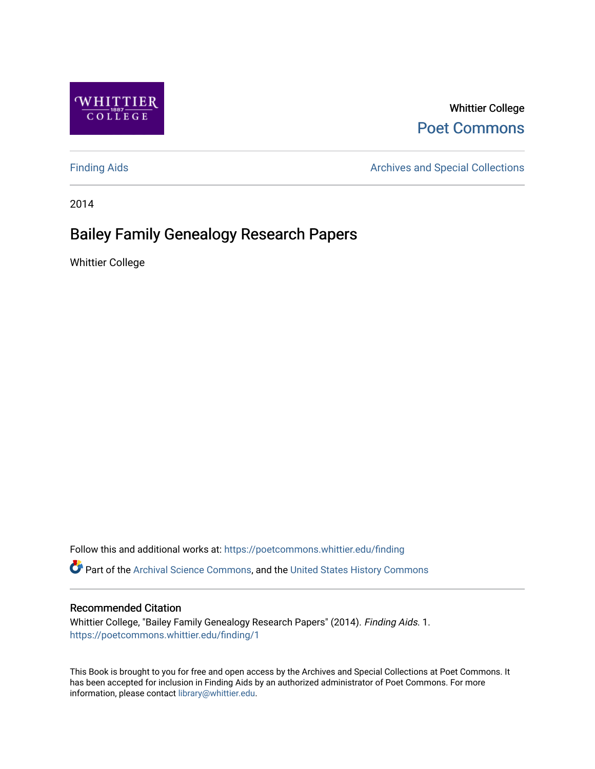Whittier College
Poet Commons

Finding Aids | Archives and Special Collections

2014

# Bailey Family Genealogy Research Papers

Whittier College

Follow this and additional works at: https://poetcommons.whittier.edu/finding

Part of the Archival Science Commons, and the United States History Commons

## Recommended Citation

Whittier College, "Bailey Family Genealogy Research Papers" (2014). *Finding Aids*. 1.
https://poetcommons.whittier.edu/finding/1

This Book is brought to you for free and open access by the Archives and Special Collections at Poet Commons. It has been accepted for inclusion in Finding Aids by an authorized administrator of Poet Commons. For more information, please contact library@whittier.edu.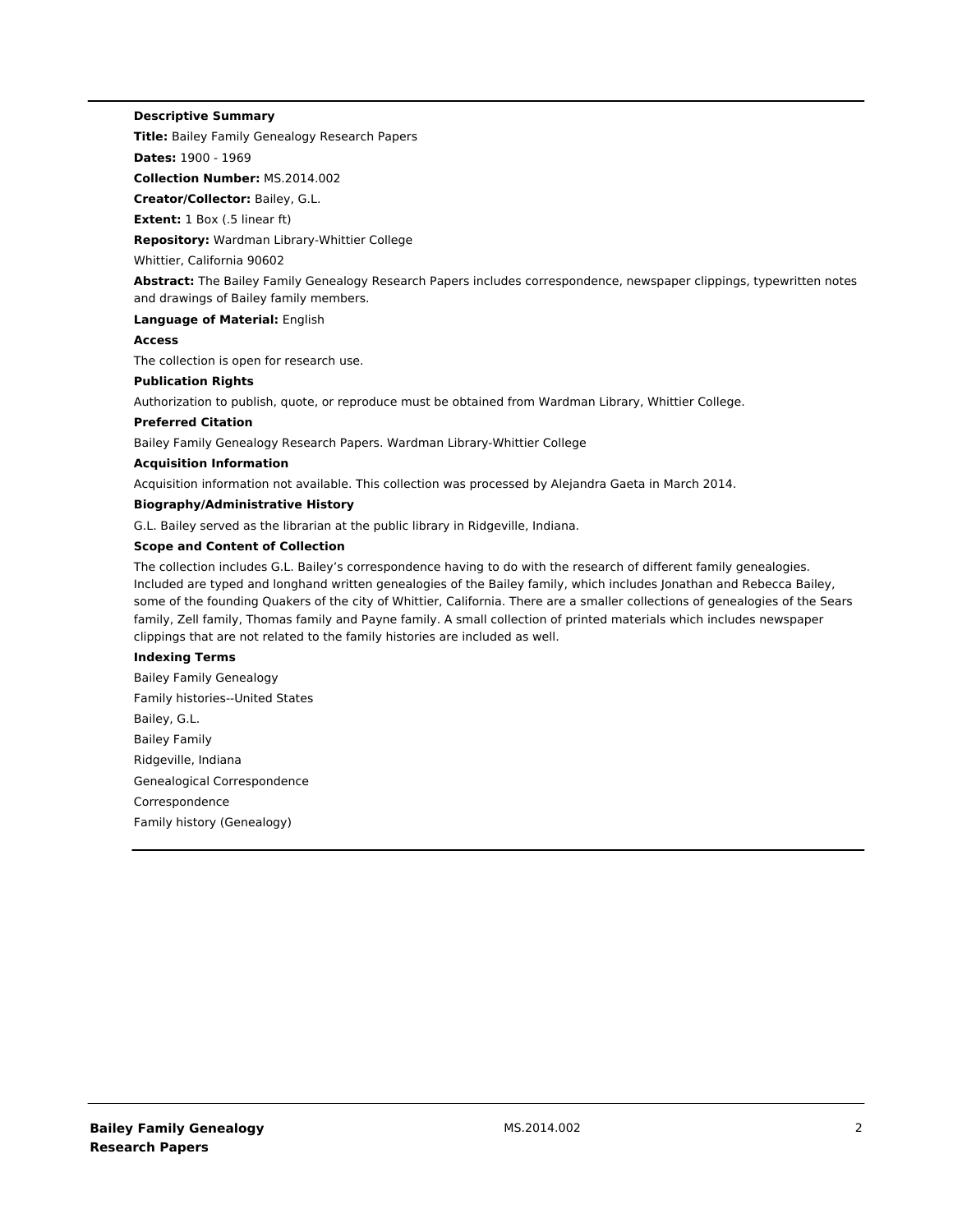## Descriptive Summary

**Title:** Bailey Family Genealogy Research Papers

**Dates:** 1900 - 1969

**Collection Number:** MS.2014.002

**Creator/Collector:** Bailey, G.L.

**Extent:** 1 Box (.5 linear ft)

**Repository:** Wardman Library-Whittier College

Whittier, California 90602

**Abstract:** The Bailey Family Genealogy Research Papers includes correspondence, newspaper clippings, typewritten notes and drawings of Bailey family members.

**Language of Material:** English

### Access

The collection is open for research use.

### Publication Rights

Authorization to publish, quote, or reproduce must be obtained from Wardman Library, Whittier College.

### Preferred Citation

Bailey Family Genealogy Research Papers. Wardman Library-Whittier College

### Acquisition Information

Acquisition information not available. This collection was processed by Alejandra Gaeta in March 2014.

### Biography/Administrative History

G.L. Bailey served as the librarian at the public library in Ridgeville, Indiana.

### Scope and Content of Collection

The collection includes G.L. Bailey's correspondence having to do with the research of different family genealogies. Included are typed and longhand written genealogies of the Bailey family, which includes Jonathan and Rebecca Bailey, some of the founding Quakers of the city of Whittier, California. There are a smaller collections of genealogies of the Sears family, Zell family, Thomas family and Payne family. A small collection of printed materials which includes newspaper clippings that are not related to the family histories are included as well.

### Indexing Terms

Bailey Family Genealogy

Family histories--United States

Bailey, G.L.

Bailey Family

Ridgeville, Indiana

Genealogical Correspondence

Correspondence

Family history (Genealogy)